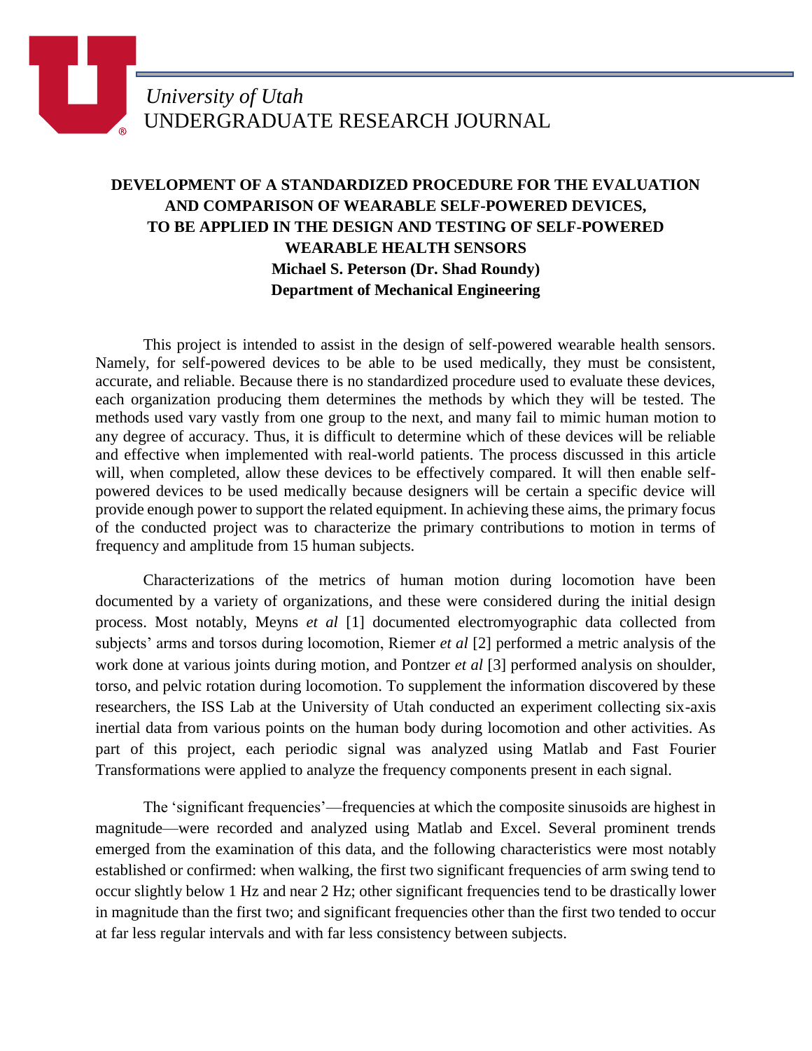*University of Utah*
UNDERGRADUATE RESEARCH JOURNAL

# DEVELOPMENT OF A STANDARDIZED PROCEDURE FOR THE EVALUATION AND COMPARISON OF WEARABLE SELF-POWERED DEVICES, TO BE APPLIED IN THE DESIGN AND TESTING OF SELF-POWERED WEARABLE HEALTH SENSORS

**Michael S. Peterson (Dr. Shad Roundy)**
**Department of Mechanical Engineering**

This project is intended to assist in the design of self-powered wearable health sensors. Namely, for self-powered devices to be able to be used medically, they must be consistent, accurate, and reliable. Because there is no standardized procedure used to evaluate these devices, each organization producing them determines the methods by which they will be tested. The methods used vary vastly from one group to the next, and many fail to mimic human motion to any degree of accuracy. Thus, it is difficult to determine which of these devices will be reliable and effective when implemented with real-world patients. The process discussed in this article will, when completed, allow these devices to be effectively compared. It will then enable self-powered devices to be used medically because designers will be certain a specific device will provide enough power to support the related equipment. In achieving these aims, the primary focus of the conducted project was to characterize the primary contributions to motion in terms of frequency and amplitude from 15 human subjects.

Characterizations of the metrics of human motion during locomotion have been documented by a variety of organizations, and these were considered during the initial design process. Most notably, Meyns *et al* [1] documented electromyographic data collected from subjects' arms and torsos during locomotion, Riemer *et al* [2] performed a metric analysis of the work done at various joints during motion, and Pontzer *et al* [3] performed analysis on shoulder, torso, and pelvic rotation during locomotion. To supplement the information discovered by these researchers, the ISS Lab at the University of Utah conducted an experiment collecting six-axis inertial data from various points on the human body during locomotion and other activities. As part of this project, each periodic signal was analyzed using Matlab and Fast Fourier Transformations were applied to analyze the frequency components present in each signal.

The 'significant frequencies'—frequencies at which the composite sinusoids are highest in magnitude—were recorded and analyzed using Matlab and Excel. Several prominent trends emerged from the examination of this data, and the following characteristics were most notably established or confirmed: when walking, the first two significant frequencies of arm swing tend to occur slightly below 1 Hz and near 2 Hz; other significant frequencies tend to be drastically lower in magnitude than the first two; and significant frequencies other than the first two tended to occur at far less regular intervals and with far less consistency between subjects.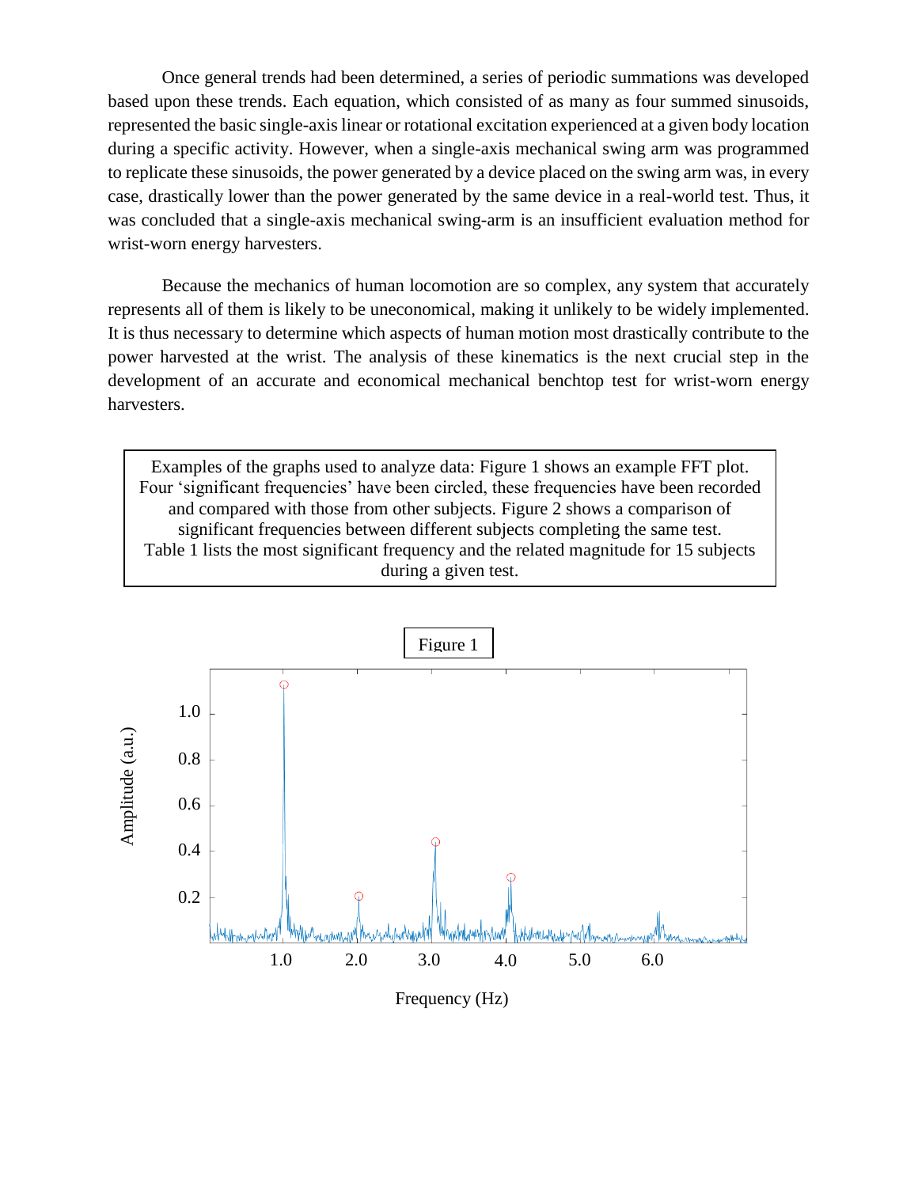Once general trends had been determined, a series of periodic summations was developed based upon these trends. Each equation, which consisted of as many as four summed sinusoids, represented the basic single-axis linear or rotational excitation experienced at a given body location during a specific activity. However, when a single-axis mechanical swing arm was programmed to replicate these sinusoids, the power generated by a device placed on the swing arm was, in every case, drastically lower than the power generated by the same device in a real-world test. Thus, it was concluded that a single-axis mechanical swing-arm is an insufficient evaluation method for wrist-worn energy harvesters.

Because the mechanics of human locomotion are so complex, any system that accurately represents all of them is likely to be uneconomical, making it unlikely to be widely implemented. It is thus necessary to determine which aspects of human motion most drastically contribute to the power harvested at the wrist. The analysis of these kinematics is the next crucial step in the development of an accurate and economical mechanical benchtop test for wrist-worn energy harvesters.

Examples of the graphs used to analyze data: Figure 1 shows an example FFT plot. Four 'significant frequencies' have been circled, these frequencies have been recorded and compared with those from other subjects. Figure 2 shows a comparison of significant frequencies between different subjects completing the same test. Table 1 lists the most significant frequency and the related magnitude for 15 subjects during a given test.

Figure 1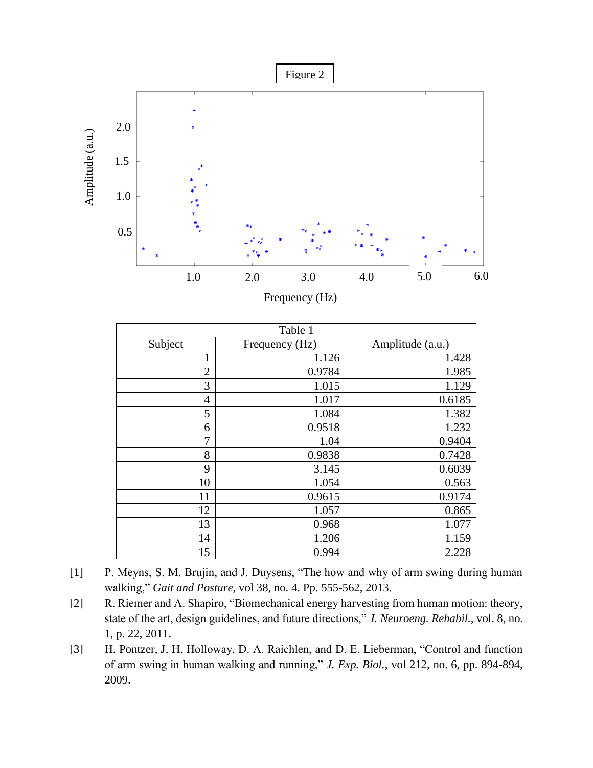Figure 2

Amplitude (a.u.)

2.0

1.5

1.0

0.5

1.0

2.0

3.0

4.0

5.0

6.0

Frequency (Hz)

| Table 1 | | |
|---|---|---|
| Subject | Frequency (Hz) | Amplitude (a.u.) |
| 1 | 1.126 | 1.428 |
| 2 | 0.9784 | 1.985 |
| 3 | 1.015 | 1.129 |
| 4 | 1.017 | 0.6185 |
| 5 | 1.084 | 1.382 |
| 6 | 0.9518 | 1.232 |
| 7 | 1.04 | 0.9404 |
| 8 | 0.9838 | 0.7428 |
| 9 | 3.145 | 0.6039 |
| 10 | 1.054 | 0.563 |
| 11 | 0.9615 | 0.9174 |
| 12 | 1.057 | 0.865 |
| 13 | 0.968 | 1.077 |
| 14 | 1.206 | 1.159 |
| 15 | 0.994 | 2.228 |

[1] P. Meyns, S. M. Brujin, and J. Duysens, "The how and why of arm swing during human walking," *Gait and Posture*, vol 38, no. 4. Pp. 555-562, 2013.

[2] R. Riemer and A. Shapiro, "Biomechanical energy harvesting from human motion: theory, state of the art, design guidelines, and future directions," *J. Neuroeng. Rehabil.*, vol. 8, no. 1, p. 22, 2011.

[3] H. Pontzer, J. H. Holloway, D. A. Raichlen, and D. E. Lieberman, "Control and function of arm swing in human walking and running," *J. Exp. Biol.*, vol 212, no. 6, pp. 894-894, 2009.